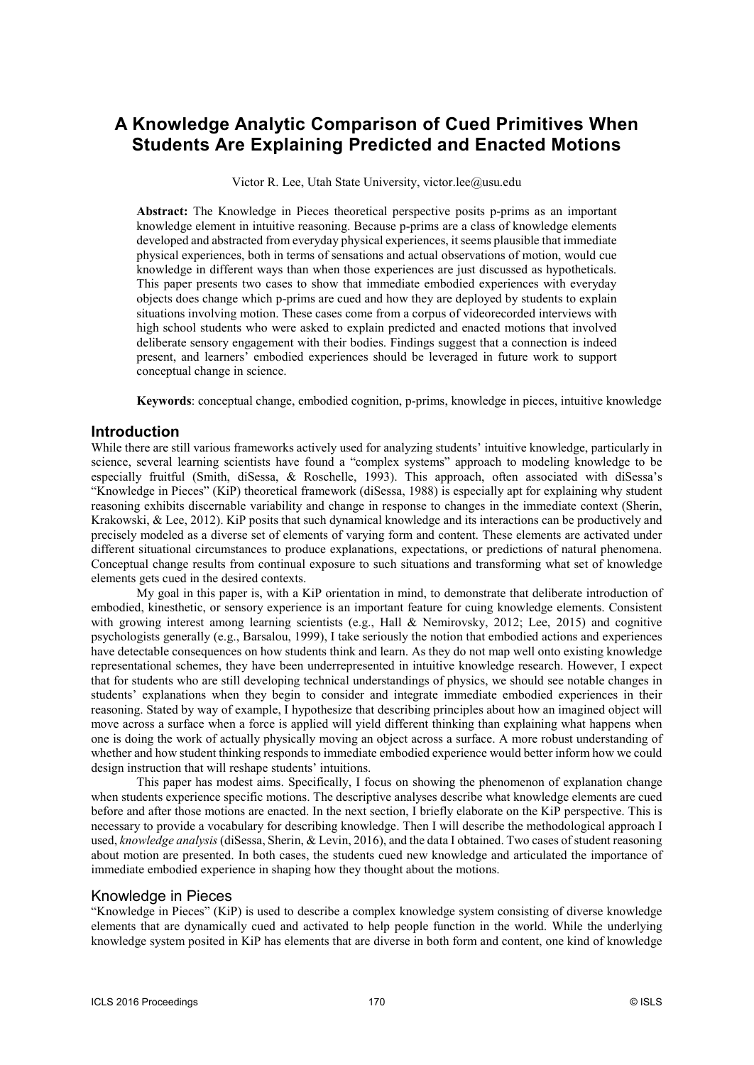# A Knowledge Analytic Comparison of Cued Primitives When Students Are Explaining Predicted and Enacted Motions

Victor R. Lee, Utah State University, victor.lee@usu.edu

**Abstract:** The Knowledge in Pieces theoretical perspective posits p-prims as an important knowledge element in intuitive reasoning. Because p-prims are a class of knowledge elements developed and abstracted from everyday physical experiences, it seems plausible that immediate physical experiences, both in terms of sensations and actual observations of motion, would cue knowledge in different ways than when those experiences are just discussed as hypotheticals. This paper presents two cases to show that immediate embodied experiences with everyday objects does change which p-prims are cued and how they are deployed by students to explain situations involving motion. These cases come from a corpus of videorecorded interviews with high school students who were asked to explain predicted and enacted motions that involved deliberate sensory engagement with their bodies. Findings suggest that a connection is indeed present, and learners' embodied experiences should be leveraged in future work to support conceptual change in science.

**Keywords**: conceptual change, embodied cognition, p-prims, knowledge in pieces, intuitive knowledge

## Introduction

While there are still various frameworks actively used for analyzing students' intuitive knowledge, particularly in science, several learning scientists have found a "complex systems" approach to modeling knowledge to be especially fruitful (Smith, diSessa, & Roschelle, 1993). This approach, often associated with diSessa's "Knowledge in Pieces" (KiP) theoretical framework (diSessa, 1988) is especially apt for explaining why student reasoning exhibits discernable variability and change in response to changes in the immediate context (Sherin, Krakowski, & Lee, 2012). KiP posits that such dynamical knowledge and its interactions can be productively and precisely modeled as a diverse set of elements of varying form and content. These elements are activated under different situational circumstances to produce explanations, expectations, or predictions of natural phenomena. Conceptual change results from continual exposure to such situations and transforming what set of knowledge elements gets cued in the desired contexts.

My goal in this paper is, with a KiP orientation in mind, to demonstrate that deliberate introduction of embodied, kinesthetic, or sensory experience is an important feature for cuing knowledge elements. Consistent with growing interest among learning scientists (e.g., Hall & Nemirovsky, 2012; Lee, 2015) and cognitive psychologists generally (e.g., Barsalou, 1999), I take seriously the notion that embodied actions and experiences have detectable consequences on how students think and learn. As they do not map well onto existing knowledge representational schemes, they have been underrepresented in intuitive knowledge research. However, I expect that for students who are still developing technical understandings of physics, we should see notable changes in students' explanations when they begin to consider and integrate immediate embodied experiences in their reasoning. Stated by way of example, I hypothesize that describing principles about how an imagined object will move across a surface when a force is applied will yield different thinking than explaining what happens when one is doing the work of actually physically moving an object across a surface. A more robust understanding of whether and how student thinking responds to immediate embodied experience would better inform how we could design instruction that will reshape students' intuitions.

This paper has modest aims. Specifically, I focus on showing the phenomenon of explanation change when students experience specific motions. The descriptive analyses describe what knowledge elements are cued before and after those motions are enacted. In the next section, I briefly elaborate on the KiP perspective. This is necessary to provide a vocabulary for describing knowledge. Then I will describe the methodological approach I used, *knowledge analysis* (diSessa, Sherin, & Levin, 2016), and the data I obtained. Two cases of student reasoning about motion are presented. In both cases, the students cued new knowledge and articulated the importance of immediate embodied experience in shaping how they thought about the motions.

### Knowledge in Pieces

"Knowledge in Pieces" (KiP) is used to describe a complex knowledge system consisting of diverse knowledge elements that are dynamically cued and activated to help people function in the world. While the underlying knowledge system posited in KiP has elements that are diverse in both form and content, one kind of knowledge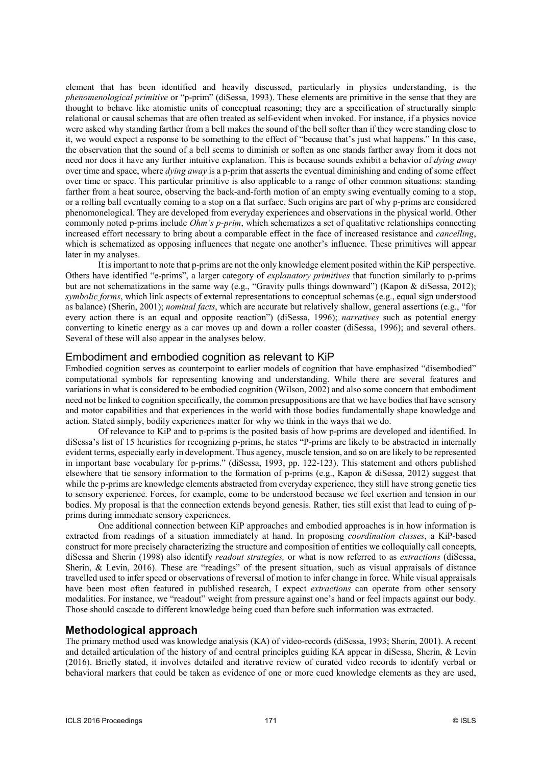element that has been identified and heavily discussed, particularly in physics understanding, is the *phenomenological primitive* or "p-prim" (diSessa, 1993). These elements are primitive in the sense that they are thought to behave like atomistic units of conceptual reasoning; they are a specification of structurally simple relational or causal schemas that are often treated as self-evident when invoked. For instance, if a physics novice were asked why standing farther from a bell makes the sound of the bell softer than if they were standing close to it, we would expect a response to be something to the effect of "because that's just what happens." In this case, the observation that the sound of a bell seems to diminish or soften as one stands farther away from it does not need nor does it have any further intuitive explanation. This is because sounds exhibit a behavior of *dying away* over time and space, where *dying away* is a p-prim that asserts the eventual diminishing and ending of some effect over time or space. This particular primitive is also applicable to a range of other common situations: standing farther from a heat source, observing the back-and-forth motion of an empty swing eventually coming to a stop, or a rolling ball eventually coming to a stop on a flat surface. Such origins are part of why p-prims are considered phenomonelogical. They are developed from everyday experiences and observations in the physical world. Other commonly noted p-prims include *Ohm's p-prim*, which schematizes a set of qualitative relationships connecting increased effort necessary to bring about a comparable effect in the face of increased resistance and *cancelling*, which is schematized as opposing influences that negate one another's influence. These primitives will appear later in my analyses.

It is important to note that p-prims are not the only knowledge element posited within the KiP perspective. Others have identified "e-prims", a larger category of *explanatory primitives* that function similarly to p-prims but are not schematizations in the same way (e.g., "Gravity pulls things downward") (Kapon & diSessa, 2012); *symbolic forms*, which link aspects of external representations to conceptual schemas (e.g., equal sign understood as balance) (Sherin, 2001); *nominal facts*, which are accurate but relatively shallow, general assertions (e.g., "for every action there is an equal and opposite reaction") (diSessa, 1996); *narratives* such as potential energy converting to kinetic energy as a car moves up and down a roller coaster (diSessa, 1996); and several others. Several of these will also appear in the analyses below.

## Embodiment and embodied cognition as relevant to KiP

Embodied cognition serves as counterpoint to earlier models of cognition that have emphasized "disembodied" computational symbols for representing knowing and understanding. While there are several features and variations in what is considered to be embodied cognition (Wilson, 2002) and also some concern that embodiment need not be linked to cognition specifically, the common presuppositions are that we have bodies that have sensory and motor capabilities and that experiences in the world with those bodies fundamentally shape knowledge and action. Stated simply, bodily experiences matter for why we think in the ways that we do.

Of relevance to KiP and to p-prims is the posited basis of how p-prims are developed and identified. In diSessa's list of 15 heuristics for recognizing p-prims, he states "P-prims are likely to be abstracted in internally evident terms, especially early in development. Thus agency, muscle tension, and so on are likely to be represented in important base vocabulary for p-prims." (diSessa, 1993, pp. 122-123). This statement and others published elsewhere that tie sensory information to the formation of p-prims (e.g., Kapon & diSessa, 2012) suggest that while the p-prims are knowledge elements abstracted from everyday experience, they still have strong genetic ties to sensory experience. Forces, for example, come to be understood because we feel exertion and tension in our bodies. My proposal is that the connection extends beyond genesis. Rather, ties still exist that lead to cuing of p-prims during immediate sensory experiences.

One additional connection between KiP approaches and embodied approaches is in how information is extracted from readings of a situation immediately at hand. In proposing *coordination classes*, a KiP-based construct for more precisely characterizing the structure and composition of entities we colloquially call concepts, diSessa and Sherin (1998) also identify *readout strategies,* or what is now referred to as *extractions* (diSessa, Sherin, & Levin, 2016). These are "readings" of the present situation, such as visual appraisals of distance travelled used to infer speed or observations of reversal of motion to infer change in force. While visual appraisals have been most often featured in published research, I expect *extractions* can operate from other sensory modalities. For instance, we "readout" weight from pressure against one's hand or feel impacts against our body. Those should cascade to different knowledge being cued than before such information was extracted.

# Methodological approach

The primary method used was knowledge analysis (KA) of video-records (diSessa, 1993; Sherin, 2001). A recent and detailed articulation of the history of and central principles guiding KA appear in diSessa, Sherin, & Levin (2016). Briefly stated, it involves detailed and iterative review of curated video records to identify verbal or behavioral markers that could be taken as evidence of one or more cued knowledge elements as they are used,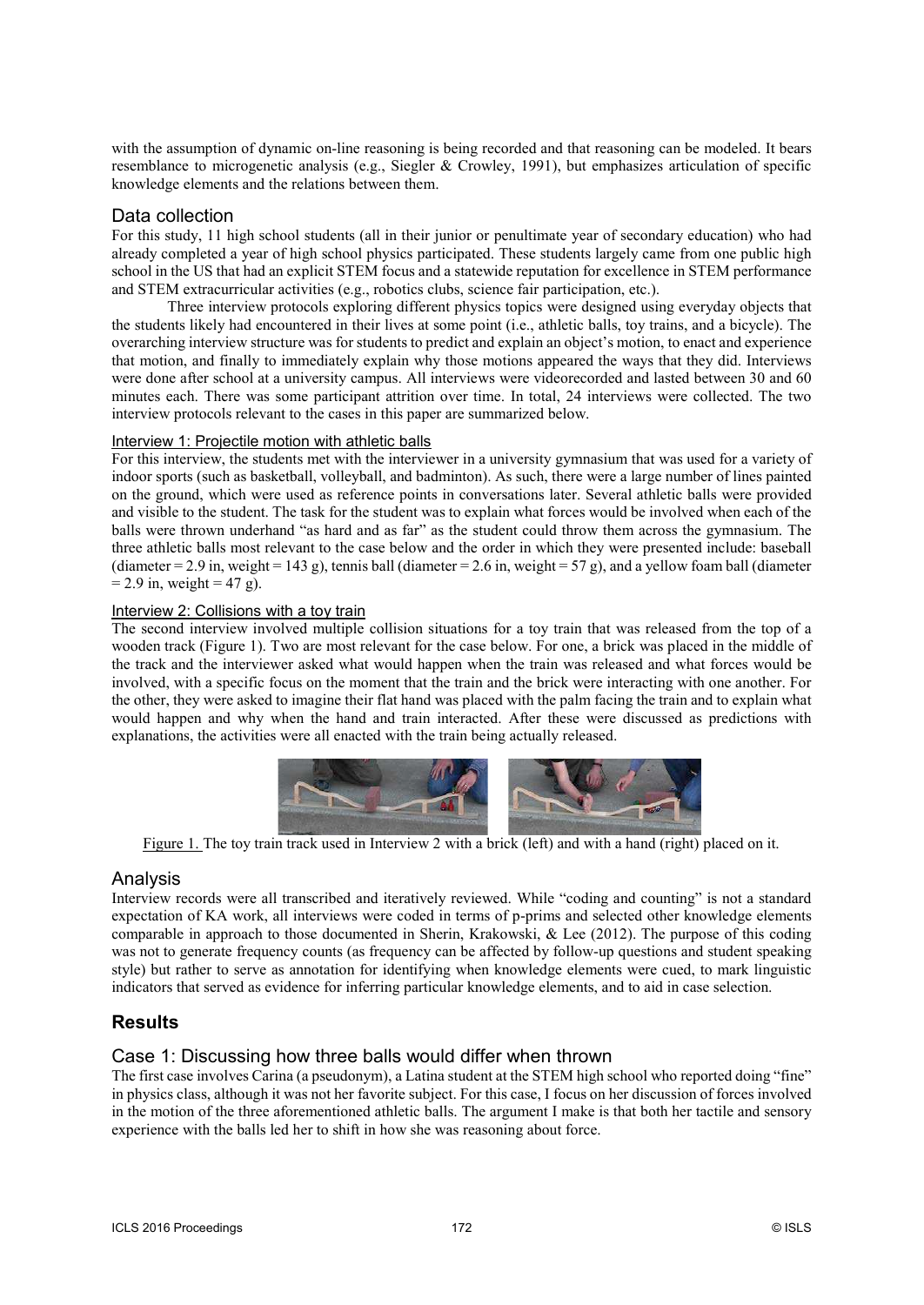with the assumption of dynamic on-line reasoning is being recorded and that reasoning can be modeled. It bears resemblance to microgenetic analysis (e.g., Siegler & Crowley, 1991), but emphasizes articulation of specific knowledge elements and the relations between them.

## Data collection

For this study, 11 high school students (all in their junior or penultimate year of secondary education) who had already completed a year of high school physics participated. These students largely came from one public high school in the US that had an explicit STEM focus and a statewide reputation for excellence in STEM performance and STEM extracurricular activities (e.g., robotics clubs, science fair participation, etc.).

Three interview protocols exploring different physics topics were designed using everyday objects that the students likely had encountered in their lives at some point (i.e., athletic balls, toy trains, and a bicycle). The overarching interview structure was for students to predict and explain an object's motion, to enact and experience that motion, and finally to immediately explain why those motions appeared the ways that they did. Interviews were done after school at a university campus. All interviews were videorecorded and lasted between 30 and 60 minutes each. There was some participant attrition over time. In total, 24 interviews were collected. The two interview protocols relevant to the cases in this paper are summarized below.

### Interview 1: Projectile motion with athletic balls

For this interview, the students met with the interviewer in a university gymnasium that was used for a variety of indoor sports (such as basketball, volleyball, and badminton). As such, there were a large number of lines painted on the ground, which were used as reference points in conversations later. Several athletic balls were provided and visible to the student. The task for the student was to explain what forces would be involved when each of the balls were thrown underhand "as hard and as far" as the student could throw them across the gymnasium. The three athletic balls most relevant to the case below and the order in which they were presented include: baseball (diameter = 2.9 in, weight = 143 g), tennis ball (diameter = 2.6 in, weight = 57 g), and a yellow foam ball (diameter = 2.9 in, weight = 47 g).

### Interview 2: Collisions with a toy train

The second interview involved multiple collision situations for a toy train that was released from the top of a wooden track (Figure 1). Two are most relevant for the case below. For one, a brick was placed in the middle of the track and the interviewer asked what would happen when the train was released and what forces would be involved, with a specific focus on the moment that the train and the brick were interacting with one another. For the other, they were asked to imagine their flat hand was placed with the palm facing the train and to explain what would happen and why when the hand and train interacted. After these were discussed as predictions with explanations, the activities were all enacted with the train being actually released.

Figure 1. The toy train track used in Interview 2 with a brick (left) and with a hand (right) placed on it.

## Analysis

Interview records were all transcribed and iteratively reviewed. While "coding and counting" is not a standard expectation of KA work, all interviews were coded in terms of p-prims and selected other knowledge elements comparable in approach to those documented in Sherin, Krakowski, & Lee (2012). The purpose of this coding was not to generate frequency counts (as frequency can be affected by follow-up questions and student speaking style) but rather to serve as annotation for identifying when knowledge elements were cued, to mark linguistic indicators that served as evidence for inferring particular knowledge elements, and to aid in case selection.

# Results

## Case 1: Discussing how three balls would differ when thrown

The first case involves Carina (a pseudonym), a Latina student at the STEM high school who reported doing "fine" in physics class, although it was not her favorite subject. For this case, I focus on her discussion of forces involved in the motion of the three aforementioned athletic balls. The argument I make is that both her tactile and sensory experience with the balls led her to shift in how she was reasoning about force.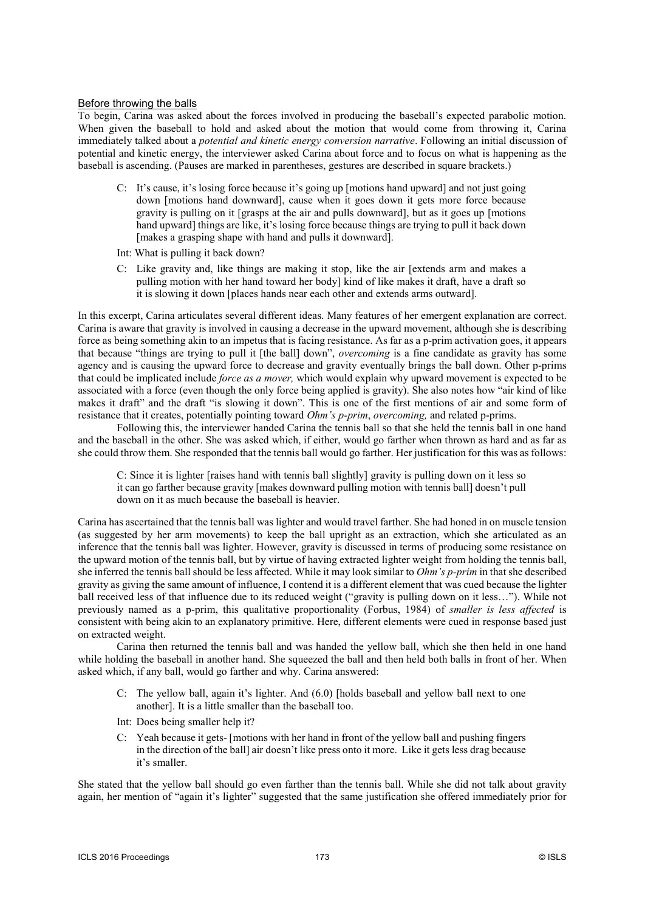Before throwing the balls

To begin, Carina was asked about the forces involved in producing the baseball's expected parabolic motion. When given the baseball to hold and asked about the motion that would come from throwing it, Carina immediately talked about a *potential and kinetic energy conversion narrative*. Following an initial discussion of potential and kinetic energy, the interviewer asked Carina about force and to focus on what is happening as the baseball is ascending. (Pauses are marked in parentheses, gestures are described in square brackets.)

> C: It's cause, it's losing force because it's going up [motions hand upward] and not just going down [motions hand downward], cause when it goes down it gets more force because gravity is pulling on it [grasps at the air and pulls downward], but as it goes up [motions hand upward] things are like, it's losing force because things are trying to pull it back down [makes a grasping shape with hand and pulls it downward].
>
> Int: What is pulling it back down?
>
> C: Like gravity and, like things are making it stop, like the air [extends arm and makes a pulling motion with her hand toward her body] kind of like makes it draft, have a draft so it is slowing it down [places hands near each other and extends arms outward].

In this excerpt, Carina articulates several different ideas. Many features of her emergent explanation are correct. Carina is aware that gravity is involved in causing a decrease in the upward movement, although she is describing force as being something akin to an impetus that is facing resistance. As far as a p-prim activation goes, it appears that because "things are trying to pull it [the ball] down", *overcoming* is a fine candidate as gravity has some agency and is causing the upward force to decrease and gravity eventually brings the ball down. Other p-prims that could be implicated include *force as a mover,* which would explain why upward movement is expected to be associated with a force (even though the only force being applied is gravity). She also notes how "air kind of like makes it draft" and the draft "is slowing it down". This is one of the first mentions of air and some form of resistance that it creates, potentially pointing toward *Ohm's p-prim*, *overcoming,* and related p-prims.

Following this, the interviewer handed Carina the tennis ball so that she held the tennis ball in one hand and the baseball in the other. She was asked which, if either, would go farther when thrown as hard and as far as she could throw them. She responded that the tennis ball would go farther. Her justification for this was as follows:

> C: Since it is lighter [raises hand with tennis ball slightly] gravity is pulling down on it less so it can go farther because gravity [makes downward pulling motion with tennis ball] doesn't pull down on it as much because the baseball is heavier.

Carina has ascertained that the tennis ball was lighter and would travel farther. She had honed in on muscle tension (as suggested by her arm movements) to keep the ball upright as an extraction, which she articulated as an inference that the tennis ball was lighter. However, gravity is discussed in terms of producing some resistance on the upward motion of the tennis ball, but by virtue of having extracted lighter weight from holding the tennis ball, she inferred the tennis ball should be less affected. While it may look similar to *Ohm's p-prim* in that she described gravity as giving the same amount of influence, I contend it is a different element that was cued because the lighter ball received less of that influence due to its reduced weight ("gravity is pulling down on it less…"). While not previously named as a p-prim, this qualitative proportionality (Forbus, 1984) of *smaller is less affected* is consistent with being akin to an explanatory primitive. Here, different elements were cued in response based just on extracted weight.

Carina then returned the tennis ball and was handed the yellow ball, which she then held in one hand while holding the baseball in another hand. She squeezed the ball and then held both balls in front of her. When asked which, if any ball, would go farther and why. Carina answered:

> C: The yellow ball, again it's lighter. And (6.0) [holds baseball and yellow ball next to one another]. It is a little smaller than the baseball too.
>
> Int: Does being smaller help it?
>
> C: Yeah because it gets- [motions with her hand in front of the yellow ball and pushing fingers in the direction of the ball] air doesn't like press onto it more. Like it gets less drag because it's smaller.

She stated that the yellow ball should go even farther than the tennis ball. While she did not talk about gravity again, her mention of "again it's lighter" suggested that the same justification she offered immediately prior for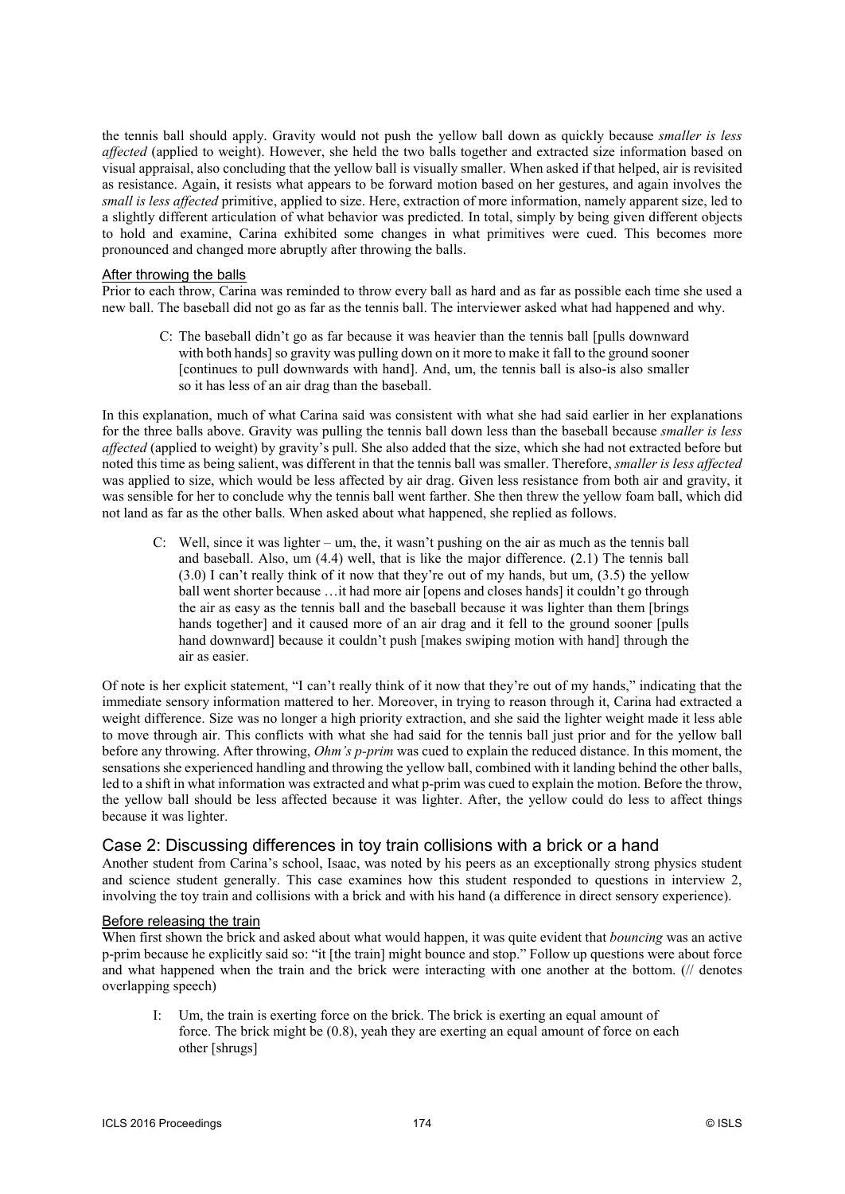the tennis ball should apply. Gravity would not push the yellow ball down as quickly because *smaller is less affected* (applied to weight). However, she held the two balls together and extracted size information based on visual appraisal, also concluding that the yellow ball is visually smaller. When asked if that helped, air is revisited as resistance. Again, it resists what appears to be forward motion based on her gestures, and again involves the *small is less affected* primitive, applied to size. Here, extraction of more information, namely apparent size, led to a slightly different articulation of what behavior was predicted. In total, simply by being given different objects to hold and examine, Carina exhibited some changes in what primitives were cued. This becomes more pronounced and changed more abruptly after throwing the balls.

### After throwing the balls

Prior to each throw, Carina was reminded to throw every ball as hard and as far as possible each time she used a new ball. The baseball did not go as far as the tennis ball. The interviewer asked what had happened and why.

> C: The baseball didn't go as far because it was heavier than the tennis ball [pulls downward with both hands] so gravity was pulling down on it more to make it fall to the ground sooner [continues to pull downwards with hand]. And, um, the tennis ball is also-is also smaller so it has less of an air drag than the baseball.

In this explanation, much of what Carina said was consistent with what she had said earlier in her explanations for the three balls above. Gravity was pulling the tennis ball down less than the baseball because *smaller is less affected* (applied to weight) by gravity's pull. She also added that the size, which she had not extracted before but noted this time as being salient, was different in that the tennis ball was smaller. Therefore, *smaller is less affected* was applied to size, which would be less affected by air drag. Given less resistance from both air and gravity, it was sensible for her to conclude why the tennis ball went farther. She then threw the yellow foam ball, which did not land as far as the other balls. When asked about what happened, she replied as follows.

> C: Well, since it was lighter – um, the, it wasn't pushing on the air as much as the tennis ball and baseball. Also, um (4.4) well, that is like the major difference. (2.1) The tennis ball (3.0) I can't really think of it now that they're out of my hands, but um, (3.5) the yellow ball went shorter because …it had more air [opens and closes hands] it couldn't go through the air as easy as the tennis ball and the baseball because it was lighter than them [brings hands together] and it caused more of an air drag and it fell to the ground sooner [pulls hand downward] because it couldn't push [makes swiping motion with hand] through the air as easier.

Of note is her explicit statement, "I can't really think of it now that they're out of my hands," indicating that the immediate sensory information mattered to her. Moreover, in trying to reason through it, Carina had extracted a weight difference. Size was no longer a high priority extraction, and she said the lighter weight made it less able to move through air. This conflicts with what she had said for the tennis ball just prior and for the yellow ball before any throwing. After throwing, *Ohm's p-prim* was cued to explain the reduced distance. In this moment, the sensations she experienced handling and throwing the yellow ball, combined with it landing behind the other balls, led to a shift in what information was extracted and what p-prim was cued to explain the motion. Before the throw, the yellow ball should be less affected because it was lighter. After, the yellow could do less to affect things because it was lighter.

## Case 2: Discussing differences in toy train collisions with a brick or a hand

Another student from Carina's school, Isaac, was noted by his peers as an exceptionally strong physics student and science student generally. This case examines how this student responded to questions in interview 2, involving the toy train and collisions with a brick and with his hand (a difference in direct sensory experience).

### Before releasing the train

When first shown the brick and asked about what would happen, it was quite evident that *bouncing* was an active p-prim because he explicitly said so: "it [the train] might bounce and stop." Follow up questions were about force and what happened when the train and the brick were interacting with one another at the bottom. (// denotes overlapping speech)

> I: Um, the train is exerting force on the brick. The brick is exerting an equal amount of force. The brick might be (0.8), yeah they are exerting an equal amount of force on each other [shrugs]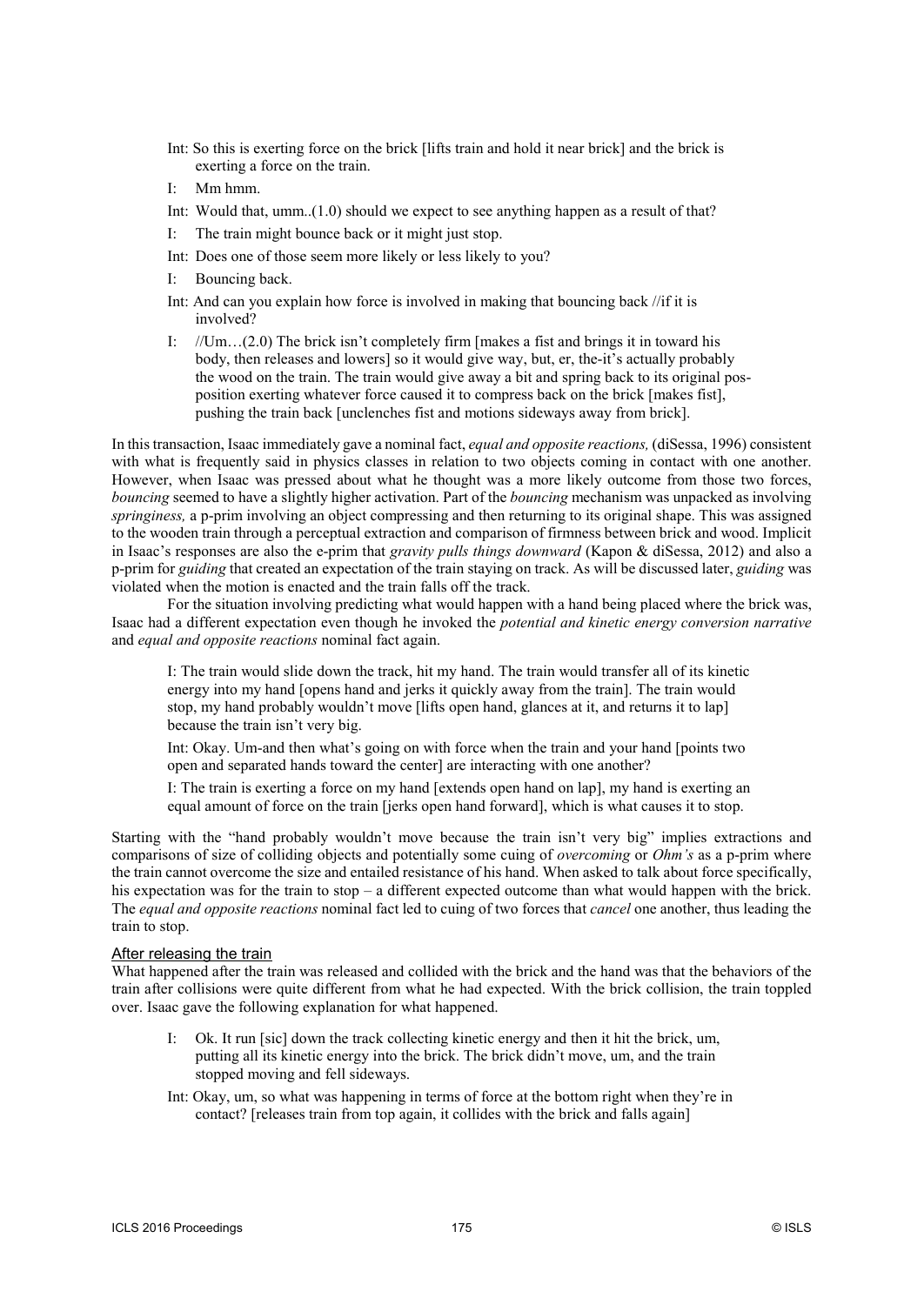Int: So this is exerting force on the brick [lifts train and hold it near brick] and the brick is exerting a force on the train.

I: Mm hmm.

Int: Would that, umm..(1.0) should we expect to see anything happen as a result of that?

I: The train might bounce back or it might just stop.

Int: Does one of those seem more likely or less likely to you?

I: Bouncing back.

Int: And can you explain how force is involved in making that bouncing back //if it is involved?

I: //Um…(2.0) The brick isn't completely firm [makes a fist and brings it in toward his body, then releases and lowers] so it would give way, but, er, the-it's actually probably the wood on the train. The train would give away a bit and spring back to its original pos-position exerting whatever force caused it to compress back on the brick [makes fist], pushing the train back [unclenches fist and motions sideways away from brick].

In this transaction, Isaac immediately gave a nominal fact, *equal and opposite reactions,* (diSessa, 1996) consistent with what is frequently said in physics classes in relation to two objects coming in contact with one another. However, when Isaac was pressed about what he thought was a more likely outcome from those two forces, *bouncing* seemed to have a slightly higher activation. Part of the *bouncing* mechanism was unpacked as involving *springiness,* a p-prim involving an object compressing and then returning to its original shape. This was assigned to the wooden train through a perceptual extraction and comparison of firmness between brick and wood. Implicit in Isaac's responses are also the e-prim that *gravity pulls things downward* (Kapon & diSessa, 2012) and also a p-prim for *guiding* that created an expectation of the train staying on track. As will be discussed later, *guiding* was violated when the motion is enacted and the train falls off the track.

For the situation involving predicting what would happen with a hand being placed where the brick was, Isaac had a different expectation even though he invoked the *potential and kinetic energy conversion narrative* and *equal and opposite reactions* nominal fact again.

I: The train would slide down the track, hit my hand. The train would transfer all of its kinetic energy into my hand [opens hand and jerks it quickly away from the train]. The train would stop, my hand probably wouldn't move [lifts open hand, glances at it, and returns it to lap] because the train isn't very big.

Int: Okay. Um-and then what's going on with force when the train and your hand [points two open and separated hands toward the center] are interacting with one another?

I: The train is exerting a force on my hand [extends open hand on lap], my hand is exerting an equal amount of force on the train [jerks open hand forward], which is what causes it to stop.

Starting with the "hand probably wouldn't move because the train isn't very big" implies extractions and comparisons of size of colliding objects and potentially some cuing of *overcoming* or *Ohm's* as a p-prim where the train cannot overcome the size and entailed resistance of his hand. When asked to talk about force specifically, his expectation was for the train to stop – a different expected outcome than what would happen with the brick. The *equal and opposite reactions* nominal fact led to cuing of two forces that *cancel* one another, thus leading the train to stop.

### After releasing the train

What happened after the train was released and collided with the brick and the hand was that the behaviors of the train after collisions were quite different from what he had expected. With the brick collision, the train toppled over. Isaac gave the following explanation for what happened.

I: Ok. It run [sic] down the track collecting kinetic energy and then it hit the brick, um, putting all its kinetic energy into the brick. The brick didn't move, um, and the train stopped moving and fell sideways.

Int: Okay, um, so what was happening in terms of force at the bottom right when they're in contact? [releases train from top again, it collides with the brick and falls again]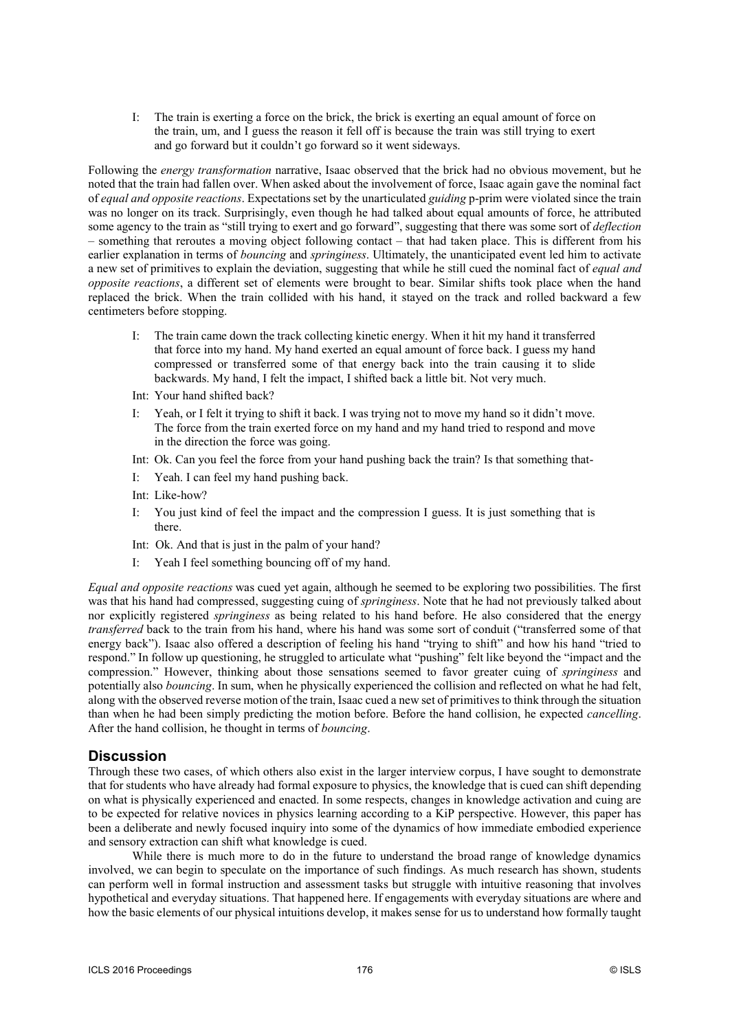I: The train is exerting a force on the brick, the brick is exerting an equal amount of force on the train, um, and I guess the reason it fell off is because the train was still trying to exert and go forward but it couldn't go forward so it went sideways.

Following the *energy transformation* narrative, Isaac observed that the brick had no obvious movement, but he noted that the train had fallen over. When asked about the involvement of force, Isaac again gave the nominal fact of *equal and opposite reactions*. Expectations set by the unarticulated *guiding* p-prim were violated since the train was no longer on its track. Surprisingly, even though he had talked about equal amounts of force, he attributed some agency to the train as "still trying to exert and go forward", suggesting that there was some sort of *deflection* – something that reroutes a moving object following contact – that had taken place. This is different from his earlier explanation in terms of *bouncing* and *springiness*. Ultimately, the unanticipated event led him to activate a new set of primitives to explain the deviation, suggesting that while he still cued the nominal fact of *equal and opposite reactions*, a different set of elements were brought to bear. Similar shifts took place when the hand replaced the brick. When the train collided with his hand, it stayed on the track and rolled backward a few centimeters before stopping.

I: The train came down the track collecting kinetic energy. When it hit my hand it transferred that force into my hand. My hand exerted an equal amount of force back. I guess my hand compressed or transferred some of that energy back into the train causing it to slide backwards. My hand, I felt the impact, I shifted back a little bit. Not very much.

Int: Your hand shifted back?

I: Yeah, or I felt it trying to shift it back. I was trying not to move my hand so it didn't move. The force from the train exerted force on my hand and my hand tried to respond and move in the direction the force was going.

Int: Ok. Can you feel the force from your hand pushing back the train? Is that something that-

I: Yeah. I can feel my hand pushing back.

Int: Like-how?

I: You just kind of feel the impact and the compression I guess. It is just something that is there.

Int: Ok. And that is just in the palm of your hand?

I: Yeah I feel something bouncing off of my hand.

*Equal and opposite reactions* was cued yet again, although he seemed to be exploring two possibilities. The first was that his hand had compressed, suggesting cuing of *springiness*. Note that he had not previously talked about nor explicitly registered *springiness* as being related to his hand before. He also considered that the energy *transferred* back to the train from his hand, where his hand was some sort of conduit ("transferred some of that energy back"). Isaac also offered a description of feeling his hand "trying to shift" and how his hand "tried to respond." In follow up questioning, he struggled to articulate what "pushing" felt like beyond the "impact and the compression." However, thinking about those sensations seemed to favor greater cuing of *springiness* and potentially also *bouncing*. In sum, when he physically experienced the collision and reflected on what he had felt, along with the observed reverse motion of the train, Isaac cued a new set of primitives to think through the situation than when he had been simply predicting the motion before. Before the hand collision, he expected *cancelling*. After the hand collision, he thought in terms of *bouncing*.

## Discussion

Through these two cases, of which others also exist in the larger interview corpus, I have sought to demonstrate that for students who have already had formal exposure to physics, the knowledge that is cued can shift depending on what is physically experienced and enacted. In some respects, changes in knowledge activation and cuing are to be expected for relative novices in physics learning according to a KiP perspective. However, this paper has been a deliberate and newly focused inquiry into some of the dynamics of how immediate embodied experience and sensory extraction can shift what knowledge is cued.

While there is much more to do in the future to understand the broad range of knowledge dynamics involved, we can begin to speculate on the importance of such findings. As much research has shown, students can perform well in formal instruction and assessment tasks but struggle with intuitive reasoning that involves hypothetical and everyday situations. That happened here. If engagements with everyday situations are where and how the basic elements of our physical intuitions develop, it makes sense for us to understand how formally taught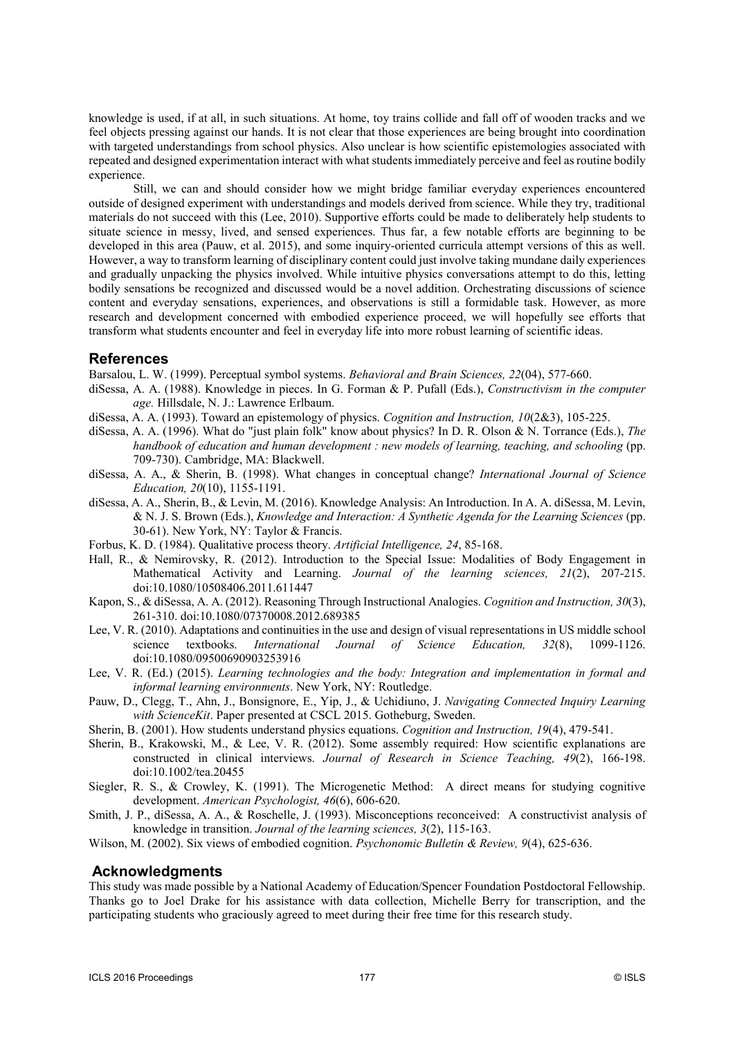knowledge is used, if at all, in such situations. At home, toy trains collide and fall off of wooden tracks and we feel objects pressing against our hands. It is not clear that those experiences are being brought into coordination with targeted understandings from school physics. Also unclear is how scientific epistemologies associated with repeated and designed experimentation interact with what students immediately perceive and feel as routine bodily experience.

Still, we can and should consider how we might bridge familiar everyday experiences encountered outside of designed experiment with understandings and models derived from science. While they try, traditional materials do not succeed with this (Lee, 2010). Supportive efforts could be made to deliberately help students to situate science in messy, lived, and sensed experiences. Thus far, a few notable efforts are beginning to be developed in this area (Pauw, et al. 2015), and some inquiry-oriented curricula attempt versions of this as well. However, a way to transform learning of disciplinary content could just involve taking mundane daily experiences and gradually unpacking the physics involved. While intuitive physics conversations attempt to do this, letting bodily sensations be recognized and discussed would be a novel addition. Orchestrating discussions of science content and everyday sensations, experiences, and observations is still a formidable task. However, as more research and development concerned with embodied experience proceed, we will hopefully see efforts that transform what students encounter and feel in everyday life into more robust learning of scientific ideas.

## References

Barsalou, L. W. (1999). Perceptual symbol systems. *Behavioral and Brain Sciences, 22*(04), 577-660.

diSessa, A. A. (1988). Knowledge in pieces. In G. Forman & P. Pufall (Eds.), *Constructivism in the computer age.* Hillsdale, N. J.: Lawrence Erlbaum.

diSessa, A. A. (1993). Toward an epistemology of physics. *Cognition and Instruction, 10*(2&3), 105-225.

diSessa, A. A. (1996). What do "just plain folk" know about physics? In D. R. Olson & N. Torrance (Eds.), *The handbook of education and human development : new models of learning, teaching, and schooling* (pp. 709-730). Cambridge, MA: Blackwell.

diSessa, A. A., & Sherin, B. (1998). What changes in conceptual change? *International Journal of Science Education, 20*(10), 1155-1191.

diSessa, A. A., Sherin, B., & Levin, M. (2016). Knowledge Analysis: An Introduction. In A. A. diSessa, M. Levin, & N. J. S. Brown (Eds.), *Knowledge and Interaction: A Synthetic Agenda for the Learning Sciences* (pp. 30-61). New York, NY: Taylor & Francis.

Forbus, K. D. (1984). Qualitative process theory. *Artificial Intelligence, 24*, 85-168.

Hall, R., & Nemirovsky, R. (2012). Introduction to the Special Issue: Modalities of Body Engagement in Mathematical Activity and Learning. *Journal of the learning sciences, 21*(2), 207-215. doi:10.1080/10508406.2011.611447

Kapon, S., & diSessa, A. A. (2012). Reasoning Through Instructional Analogies. *Cognition and Instruction, 30*(3), 261-310. doi:10.1080/07370008.2012.689385

Lee, V. R. (2010). Adaptations and continuities in the use and design of visual representations in US middle school science textbooks. *International Journal of Science Education, 32*(8), 1099-1126. doi:10.1080/09500690903253916

Lee, V. R. (Ed.) (2015). *Learning technologies and the body: Integration and implementation in formal and informal learning environments*. New York, NY: Routledge.

Pauw, D., Clegg, T., Ahn, J., Bonsignore, E., Yip, J., & Uchidiuno, J. *Navigating Connected Inquiry Learning with ScienceKit*. Paper presented at CSCL 2015. Gotheburg, Sweden.

Sherin, B. (2001). How students understand physics equations. *Cognition and Instruction, 19*(4), 479-541.

Sherin, B., Krakowski, M., & Lee, V. R. (2012). Some assembly required: How scientific explanations are constructed in clinical interviews. *Journal of Research in Science Teaching, 49*(2), 166-198. doi:10.1002/tea.20455

Siegler, R. S., & Crowley, K. (1991). The Microgenetic Method: A direct means for studying cognitive development. *American Psychologist, 46*(6), 606-620.

Smith, J. P., diSessa, A. A., & Roschelle, J. (1993). Misconceptions reconceived: A constructivist analysis of knowledge in transition. *Journal of the learning sciences, 3*(2), 115-163.

Wilson, M. (2002). Six views of embodied cognition. *Psychonomic Bulletin & Review, 9*(4), 625-636.

## Acknowledgments

This study was made possible by a National Academy of Education/Spencer Foundation Postdoctoral Fellowship. Thanks go to Joel Drake for his assistance with data collection, Michelle Berry for transcription, and the participating students who graciously agreed to meet during their free time for this research study.